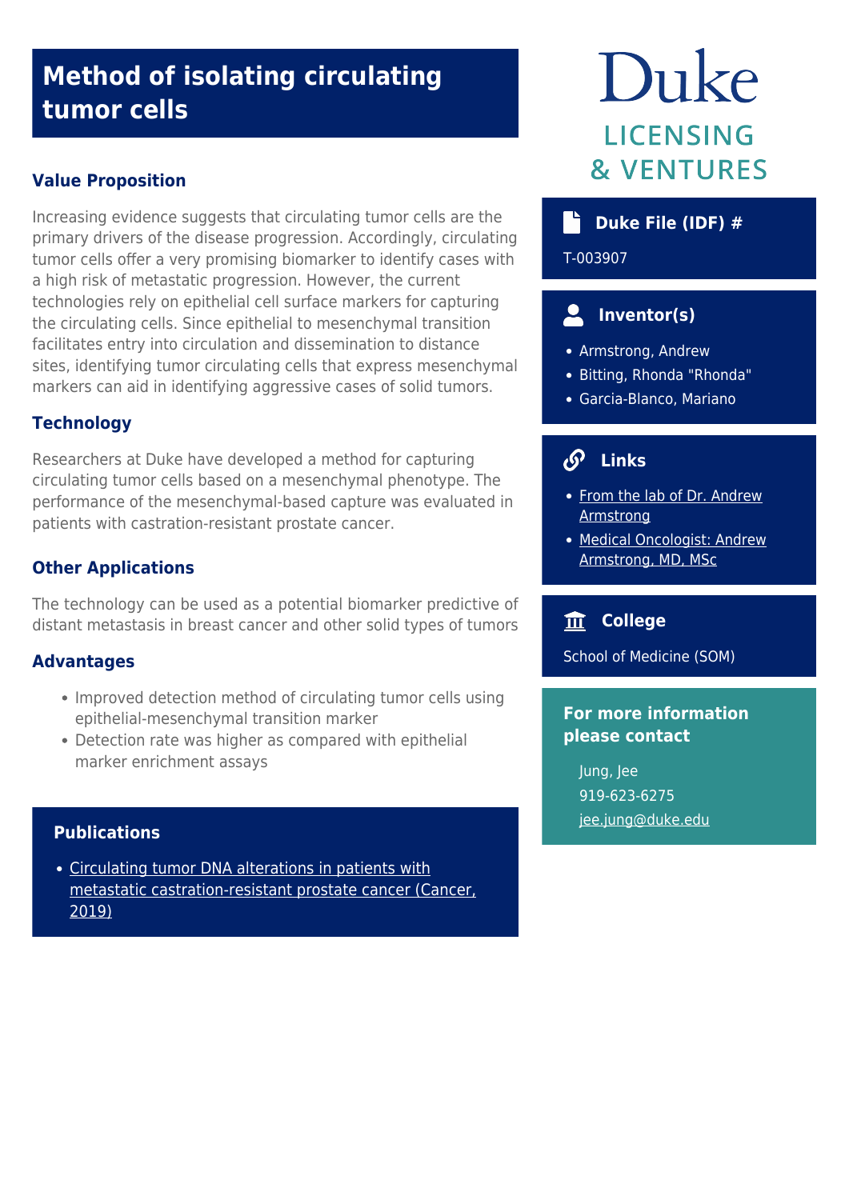# Method of isolating circulating tumor cells

Duke

LICENSING & VENTURES

## Value Proposition

Increasing evidence suggests that circulating tumor cells are the primary drivers of the disease progression. Accordingly, circulating tumor cells offer a very promising biomarker to identify cases with a high risk of metastatic progression. However, the current technologies rely on epithelial cell surface markers for capturing the circulating cells. Since epithelial to mesenchymal transition facilitates entry into circulation and dissemination to distance sites, identifying tumor circulating cells that express mesenchymal markers can aid in identifying aggressive cases of solid tumors.

## Technology

Researchers at Duke have developed a method for capturing circulating tumor cells based on a mesenchymal phenotype. The performance of the mesenchymal-based capture was evaluated in patients with castration-resistant prostate cancer.

## Other Applications

The technology can be used as a potential biomarker predictive of distant metastasis in breast cancer and other solid types of tumors

## Advantages

- Improved detection method of circulating tumor cells using epithelial-mesenchymal transition marker
- Detection rate was higher as compared with epithelial marker enrichment assays

## Publications

- Circulating tumor DNA alterations in patients with metastatic castration-resistant prostate cancer (Cancer, 2019)

## Duke File (IDF) #

T-003907

## Inventor(s)

- Armstrong, Andrew
- Bitting, Rhonda "Rhonda"
- Garcia-Blanco, Mariano

## Links

- From the lab of Dr. Andrew Armstrong
- Medical Oncologist: Andrew Armstrong, MD, MSc

## College

School of Medicine (SOM)

## For more information please contact

Jung, Jee

919-623-6275

jee.jung@duke.edu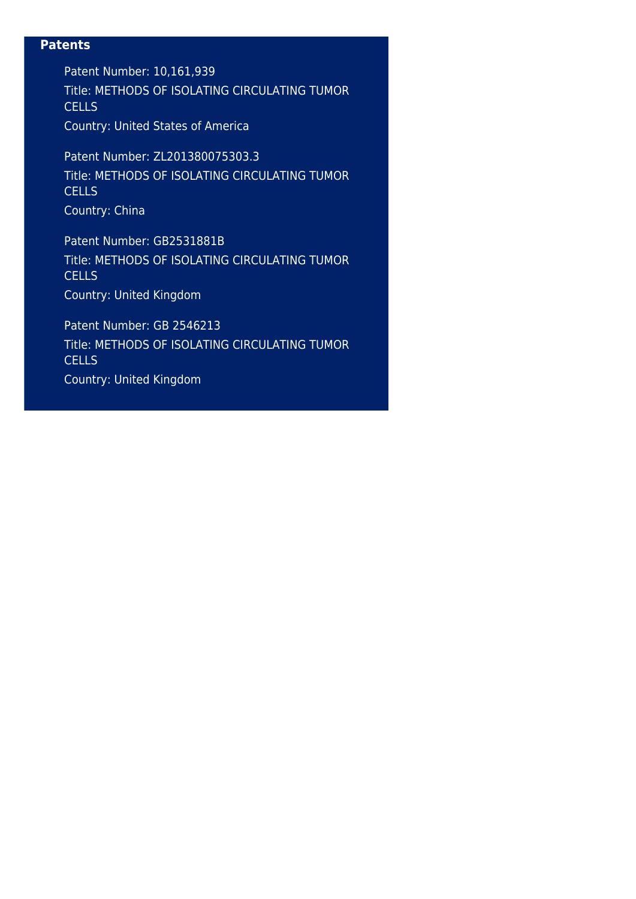## Patents

Patent Number: 10,161,939

Title: METHODS OF ISOLATING CIRCULATING TUMOR CELLS

Country: United States of America

Patent Number: ZL201380075303.3

Title: METHODS OF ISOLATING CIRCULATING TUMOR CELLS

Country: China

Patent Number: GB2531881B

Title: METHODS OF ISOLATING CIRCULATING TUMOR CELLS

Country: United Kingdom

Patent Number: GB 2546213

Title: METHODS OF ISOLATING CIRCULATING TUMOR CELLS

Country: United Kingdom